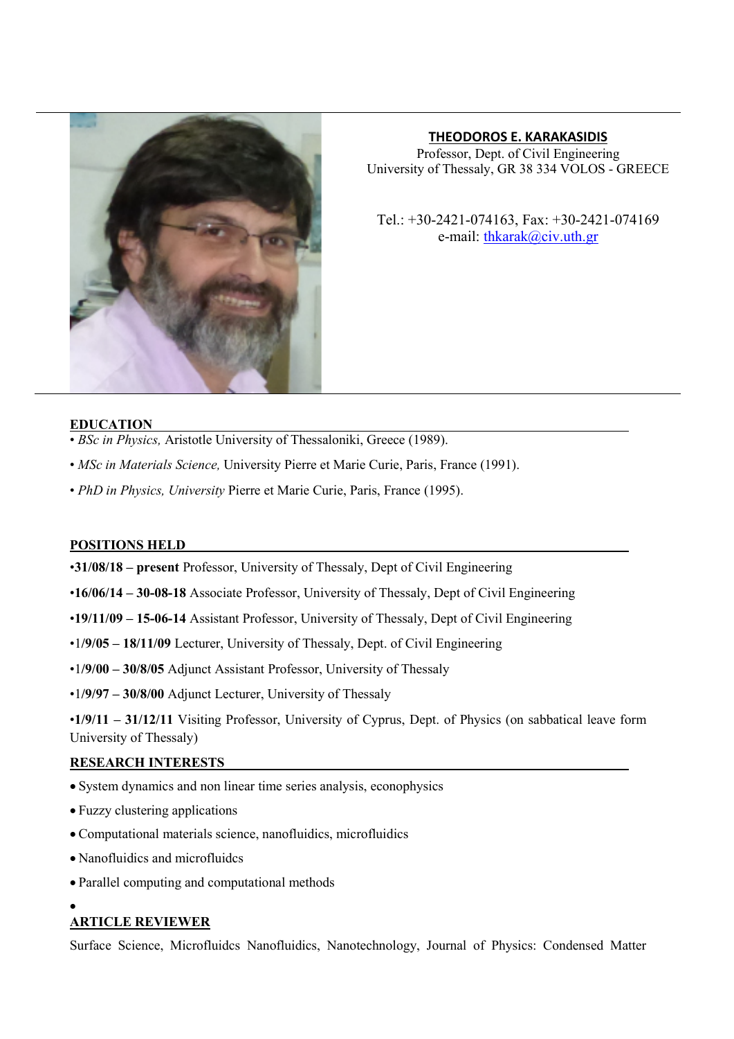# THEODOROS E. KARAKASIDIS

Professor, Dept. of Civil Engineering
University of Thessaly, GR 38 334 VOLOS - GREECE

Tel.: +30-2421-074163, Fax: +30-2421-074169
e-mail: thkarak@civ.uth.gr

## EDUCATION

- *BSc in Physics,* Aristotle University of Thessaloniki, Greece (1989).
- *MSc in Materials Science,* University Pierre et Marie Curie, Paris, France (1991).
- *PhD in Physics, University* Pierre et Marie Curie, Paris, France (1995).

## POSITIONS HELD

- **31/08/18 – present** Professor, University of Thessaly, Dept of Civil Engineering
- **16/06/14 – 30-08-18** Associate Professor, University of Thessaly, Dept of Civil Engineering
- **19/11/09 – 15-06-14** Assistant Professor, University of Thessaly, Dept of Civil Engineering
- 1**/9/05 – 18/11/09** Lecturer, University of Thessaly, Dept. of Civil Engineering
- 1**/9/00 – 30/8/05** Adjunct Assistant Professor, University of Thessaly
- 1**/9/97 – 30/8/00** Adjunct Lecturer, University of Thessaly
- **1/9/11 – 31/12/11** Visiting Professor, University of Cyprus, Dept. of Physics (on sabbatical leave form University of Thessaly)

## RESEARCH INTERESTS

- System dynamics and non linear time series analysis, econophysics
- Fuzzy clustering applications
- Computational materials science, nanofluidics, microfluidics
- Nanofluidics and microfluidcs
- Parallel computing and computational methods

## ARTICLE REVIEWER

Surface Science, Microfluidcs Nanofluidics, Nanotechnology, Journal of Physics: Condensed Matter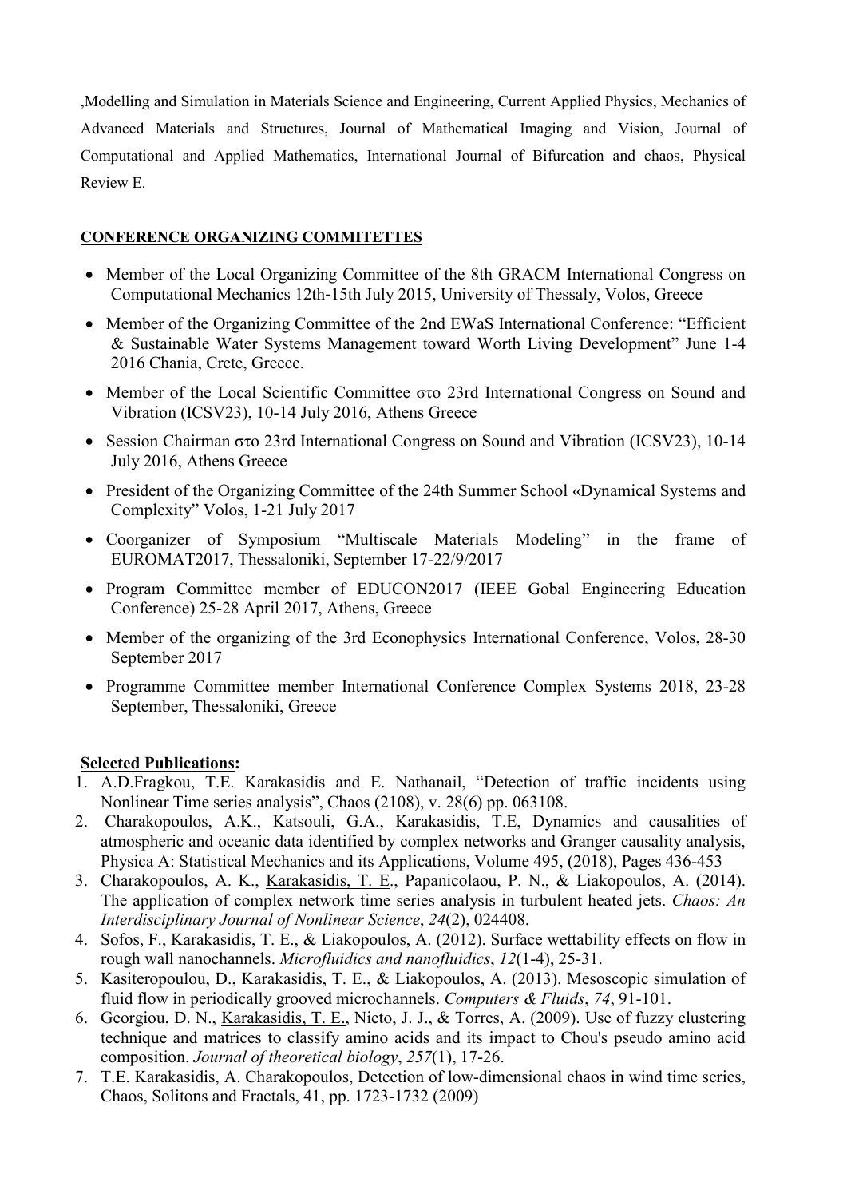,Modelling and Simulation in Materials Science and Engineering, Current Applied Physics, Mechanics of Advanced Materials and Structures, Journal of Mathematical Imaging and Vision, Journal of Computational and Applied Mathematics, International Journal of Bifurcation and chaos, Physical Review E.

**CONFERENCE ORGANIZING COMMITETTES**

- Member of the Local Organizing Committee of the 8th GRACM International Congress on Computational Mechanics 12th-15th July 2015, University of Thessaly, Volos, Greece
- Member of the Organizing Committee of the 2nd EWaS International Conference: "Efficient & Sustainable Water Systems Management toward Worth Living Development" June 1-4 2016 Chania, Crete, Greece.
- Member of the Local Scientific Committee στο 23rd International Congress on Sound and Vibration (ICSV23), 10-14 July 2016, Athens Greece
- Session Chairman στο 23rd International Congress on Sound and Vibration (ICSV23), 10-14 July 2016, Athens Greece
- President of the Organizing Committee of the 24th Summer School «Dynamical Systems and Complexity" Volos, 1-21 July 2017
- Coorganizer of Symposium "Multiscale Materials Modeling" in the frame of EUROMAT2017, Thessaloniki, September 17-22/9/2017
- Program Committee member of EDUCON2017 (IEEE Gobal Engineering Education Conference) 25-28 April 2017, Athens, Greece
- Member of the organizing of the 3rd Econophysics International Conference, Volos, 28-30 September 2017
- Programme Committee member International Conference Complex Systems 2018, 23-28 September, Thessaloniki, Greece

**Selected Publications:**

1. A.D.Fragkou, T.E. Karakasidis and E. Nathanail, "Detection of traffic incidents using Nonlinear Time series analysis", Chaos (2108), v. 28(6) pp. 063108.
2. Charakopoulos, A.K., Katsouli, G.A., Karakasidis, T.E, Dynamics and causalities of atmospheric and oceanic data identified by complex networks and Granger causality analysis, Physica A: Statistical Mechanics and its Applications, Volume 495, (2018), Pages 436-453
3. Charakopoulos, A. K., Karakasidis, T. E., Papanicolaou, P. N., & Liakopoulos, A. (2014). The application of complex network time series analysis in turbulent heated jets. *Chaos: An Interdisciplinary Journal of Nonlinear Science*, *24*(2), 024408.
4. Sofos, F., Karakasidis, T. E., & Liakopoulos, A. (2012). Surface wettability effects on flow in rough wall nanochannels. *Microfluidics and nanofluidics*, *12*(1-4), 25-31.
5. Kasiteropoulou, D., Karakasidis, T. E., & Liakopoulos, A. (2013). Mesoscopic simulation of fluid flow in periodically grooved microchannels. *Computers & Fluids*, *74*, 91-101.
6. Georgiou, D. N., Karakasidis, T. E., Nieto, J. J., & Torres, A. (2009). Use of fuzzy clustering technique and matrices to classify amino acids and its impact to Chou's pseudo amino acid composition. *Journal of theoretical biology*, *257*(1), 17-26.
7. T.E. Karakasidis, A. Charakopoulos, Detection of low-dimensional chaos in wind time series, Chaos, Solitons and Fractals, 41, pp. 1723-1732 (2009)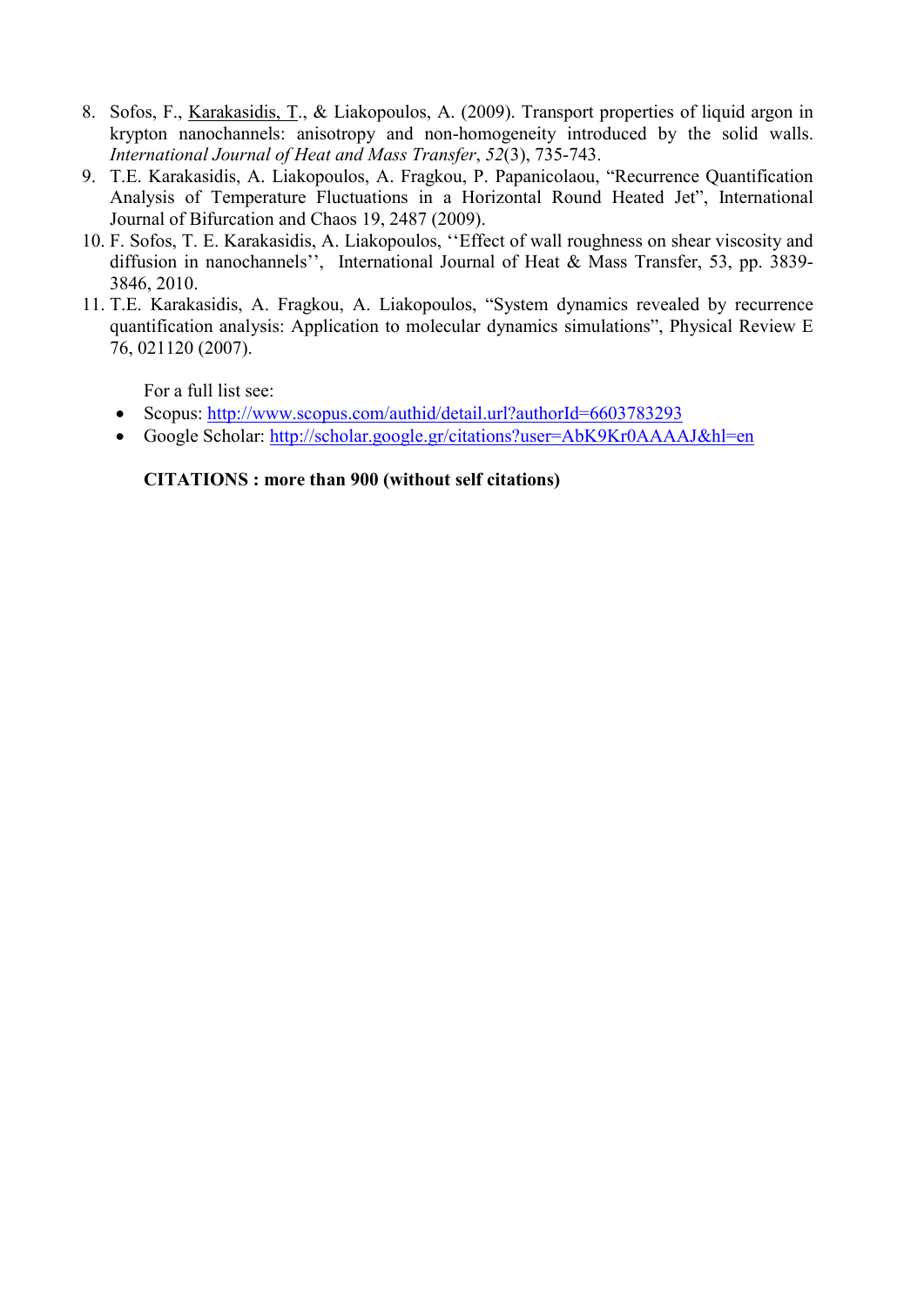8. Sofos, F., Karakasidis, T., & Liakopoulos, A. (2009). Transport properties of liquid argon in krypton nanochannels: anisotropy and non-homogeneity introduced by the solid walls. *International Journal of Heat and Mass Transfer*, *52*(3), 735-743.
9. T.E. Karakasidis, A. Liakopoulos, A. Fragkou, P. Papanicolaou, "Recurrence Quantification Analysis of Temperature Fluctuations in a Horizontal Round Heated Jet", International Journal of Bifurcation and Chaos 19, 2487 (2009).
10. F. Sofos, T. E. Karakasidis, A. Liakopoulos, ''Effect of wall roughness on shear viscosity and diffusion in nanochannels'', International Journal of Heat & Mass Transfer, 53, pp. 3839-3846, 2010.
11. T.E. Karakasidis, A. Fragkou, A. Liakopoulos, "System dynamics revealed by recurrence quantification analysis: Application to molecular dynamics simulations", Physical Review E 76, 021120 (2007).

For a full list see:

- Scopus: http://www.scopus.com/authid/detail.url?authorId=6603783293
- Google Scholar: http://scholar.google.gr/citations?user=AbK9Kr0AAAAJ&hl=en

**CITATIONS : more than 900 (without self citations)**